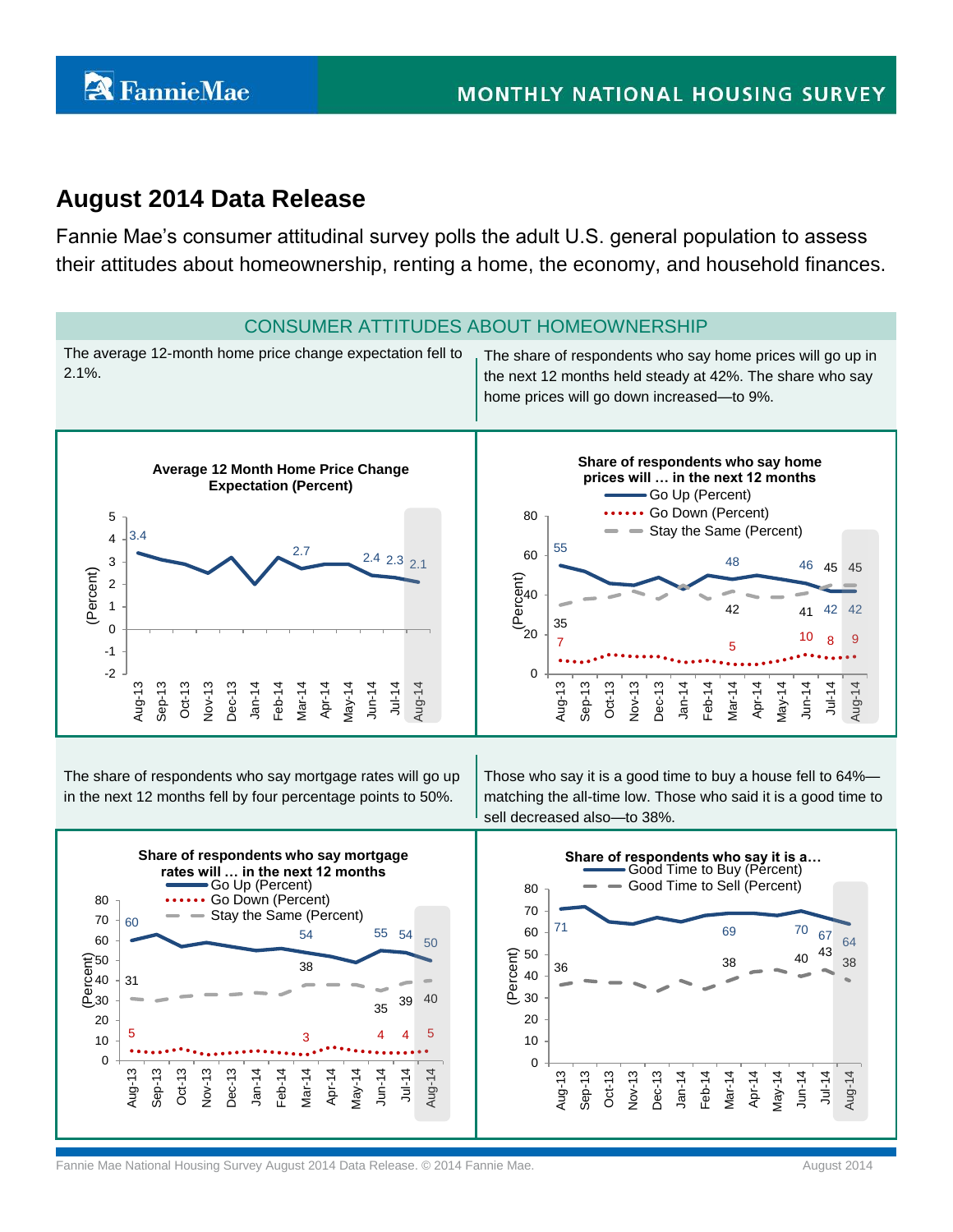# August 2014 Data Release

Fannie Mae's consumer attitudinal survey polls the adult U.S. general population to assess their attitudes about homeownership, renting a home, the economy, and household finances.

## CONSUMER ATTITUDES ABOUT HOMEOWNERSHIP

The average 12-month home price change expectation fell to 2.1%.

The share of respondents who say home prices will go up in the next 12 months held steady at 42%. The share who say home prices will go down increased—to 9%.

**Average 12 Month Home Price Change Expectation (Percent)**

**Share of respondents who say home prices will … in the next 12 months**

The share of respondents who say mortgage rates will go up in the next 12 months fell by four percentage points to 50%.

Those who say it is a good time to buy a house fell to 64%—matching the all-time low. Those who said it is a good time to sell decreased also—to 38%.

**Share of respondents who say mortgage rates will … in the next 12 months**

**Share of respondents who say it is a… Good Time to Buy (Percent) / Good Time to Sell (Percent)**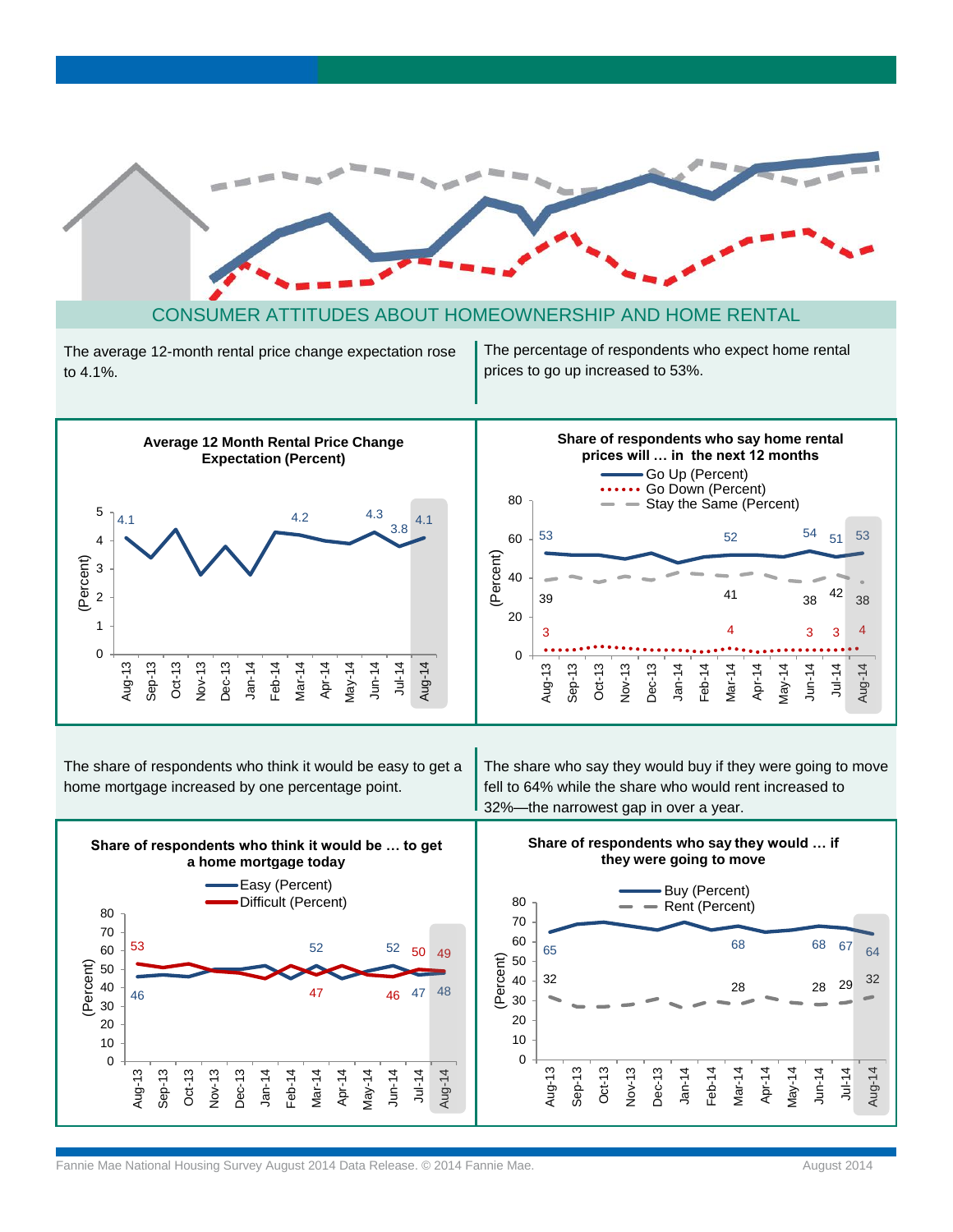## CONSUMER ATTITUDES ABOUT HOMEOWNERSHIP AND HOME RENTAL

The average 12-month rental price change expectation rose to 4.1%.

**Average 12 Month Rental Price Change Expectation (Percent)**

| | Aug-13 | Sep-13 | Oct-13 | Nov-13 | Dec-13 | Jan-14 | Feb-14 | Mar-14 | Apr-14 | May-14 | Jun-14 | Jul-14 | Aug-14 |
|---|---|---|---|---|---|---|---|---|---|---|---|---|---|
| (Percent) | 4.1 | | | | | | | 4.2 | | | 4.3 | 3.8 | 4.1 |

The percentage of respondents who expect home rental prices to go up increased to 53%.

**Share of respondents who say home rental prices will … in the next 12 months**

| | Aug-13 | Sep-13 | Oct-13 | Nov-13 | Dec-13 | Jan-14 | Feb-14 | Mar-14 | Apr-14 | May-14 | Jun-14 | Jul-14 | Aug-14 |
|---|---|---|---|---|---|---|---|---|---|---|---|---|---|
| Go Up (Percent) | 53 | | | | | | | 52 | | | 54 | 51 | 53 |
| Go Down (Percent) | 3 | | | | | | | 4 | | | 3 | 3 | 4 |
| Stay the Same (Percent) | 39 | | | | | | | 41 | | | 38 | 42 | 38 |

The share of respondents who think it would be easy to get a home mortgage increased by one percentage point.

**Share of respondents who think it would be … to get a home mortgage today**

| | Aug-13 | Sep-13 | Oct-13 | Nov-13 | Dec-13 | Jan-14 | Feb-14 | Mar-14 | Apr-14 | May-14 | Jun-14 | Jul-14 | Aug-14 |
|---|---|---|---|---|---|---|---|---|---|---|---|---|---|
| Easy (Percent) | 46 | | | | | | | 52 | | | 52 | 47 | 48 |
| Difficult (Percent) | 53 | | | | | | | 47 | | | 46 | 50 | 49 |

The share who say they would buy if they were going to move fell to 64% while the share who would rent increased to 32%—the narrowest gap in over a year.

**Share of respondents who say they would … if they were going to move**

| | Aug-13 | Sep-13 | Oct-13 | Nov-13 | Dec-13 | Jan-14 | Feb-14 | Mar-14 | Apr-14 | May-14 | Jun-14 | Jul-14 | Aug-14 |
|---|---|---|---|---|---|---|---|---|---|---|---|---|---|
| Buy (Percent) | 65 | | | | | | | 68 | | | 68 | 67 | 64 |
| Rent (Percent) | 32 | | | | | | | 28 | | | 28 | 29 | 32 |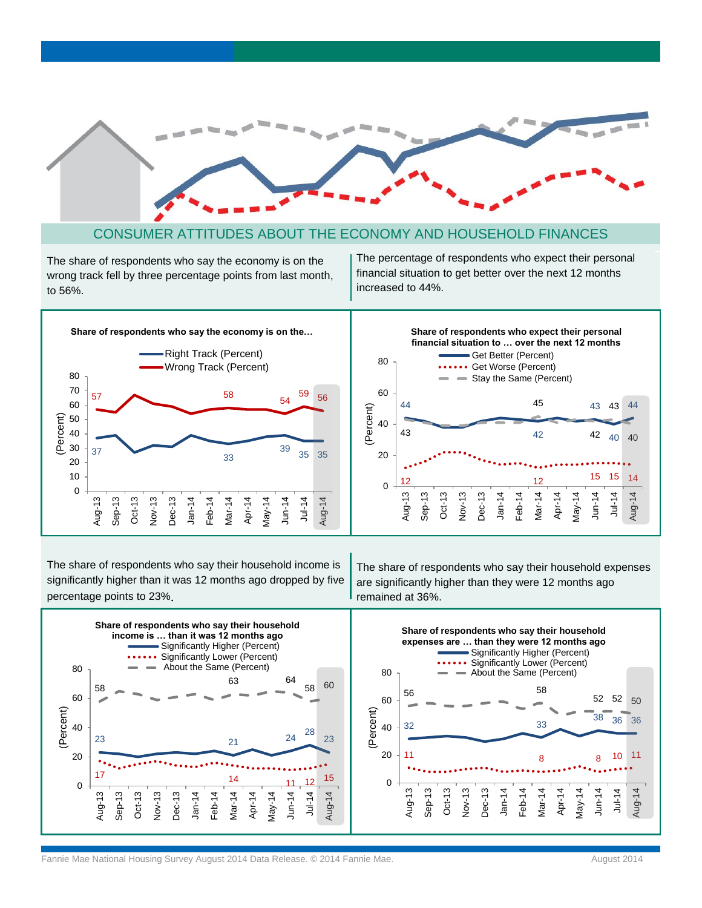## CONSUMER ATTITUDES ABOUT THE ECONOMY AND HOUSEHOLD FINANCES

The share of respondents who say the economy is on the wrong track fell by three percentage points from last month, to 56%.

The percentage of respondents who expect their personal financial situation to get better over the next 12 months increased to 44%.

**Share of respondents who say the economy is on the…**

| | Aug-13 | Sep-13 | Oct-13 | Nov-13 | Dec-13 | Jan-14 | Feb-14 | Mar-14 | Apr-14 | May-14 | Jun-14 | Jul-14 | Aug-14 |
|---|---|---|---|---|---|---|---|---|---|---|---|---|---|
| Right Track (Percent) | 37 | | | | | | | 33 | | | 39 | 35 | 35 |
| Wrong Track (Percent) | 57 | | | | | | | 58 | | | 54 | 59 | 56 |

**Share of respondents who expect their personal financial situation to … over the next 12 months**

| | Aug-13 | Sep-13 | Oct-13 | Nov-13 | Dec-13 | Jan-14 | Feb-14 | Mar-14 | Apr-14 | May-14 | Jun-14 | Jul-14 | Aug-14 |
|---|---|---|---|---|---|---|---|---|---|---|---|---|---|
| Get Better (Percent) | 44 | | | | | | | 42 | | | 43 | 40 | 44 |
| Get Worse (Percent) | 12 | | | | | | | 12 | | | 15 | 15 | 14 |
| Stay the Same (Percent) | 43 | | | | | | | 45 | | | 42 | 43 | 40 |

The share of respondents who say their household income is significantly higher than it was 12 months ago dropped by five percentage points to 23%.

The share of respondents who say their household expenses are significantly higher than they were 12 months ago remained at 36%.

**Share of respondents who say their household income is … than it was 12 months ago**

| | Aug-13 | Sep-13 | Oct-13 | Nov-13 | Dec-13 | Jan-14 | Feb-14 | Mar-14 | Apr-14 | May-14 | Jun-14 | Jul-14 | Aug-14 |
|---|---|---|---|---|---|---|---|---|---|---|---|---|---|
| Significantly Higher (Percent) | 23 | | | | | | | 21 | | | 24 | 28 | 23 |
| Significantly Lower (Percent) | 17 | | | | | | | 14 | | | 11 | 12 | 15 |
| About the Same (Percent) | 58 | | | | | | | 63 | | | 64 | 58 | 60 |

**Share of respondents who say their household expenses are … than they were 12 months ago**

| | Aug-13 | Sep-13 | Oct-13 | Nov-13 | Dec-13 | Jan-14 | Feb-14 | Mar-14 | Apr-14 | May-14 | Jun-14 | Jul-14 | Aug-14 |
|---|---|---|---|---|---|---|---|---|---|---|---|---|---|
| Significantly Higher (Percent) | 32 | | | | | | | 33 | | | 38 | 36 | 36 |
| Significantly Lower (Percent) | 11 | | | | | | | 8 | | | 8 | 10 | 11 |
| About the Same (Percent) | 56 | | | | | | | 58 | | | 52 | 52 | 50 |

Fannie Mae National Housing Survey August 2014 Data Release. © 2014 Fannie Mae.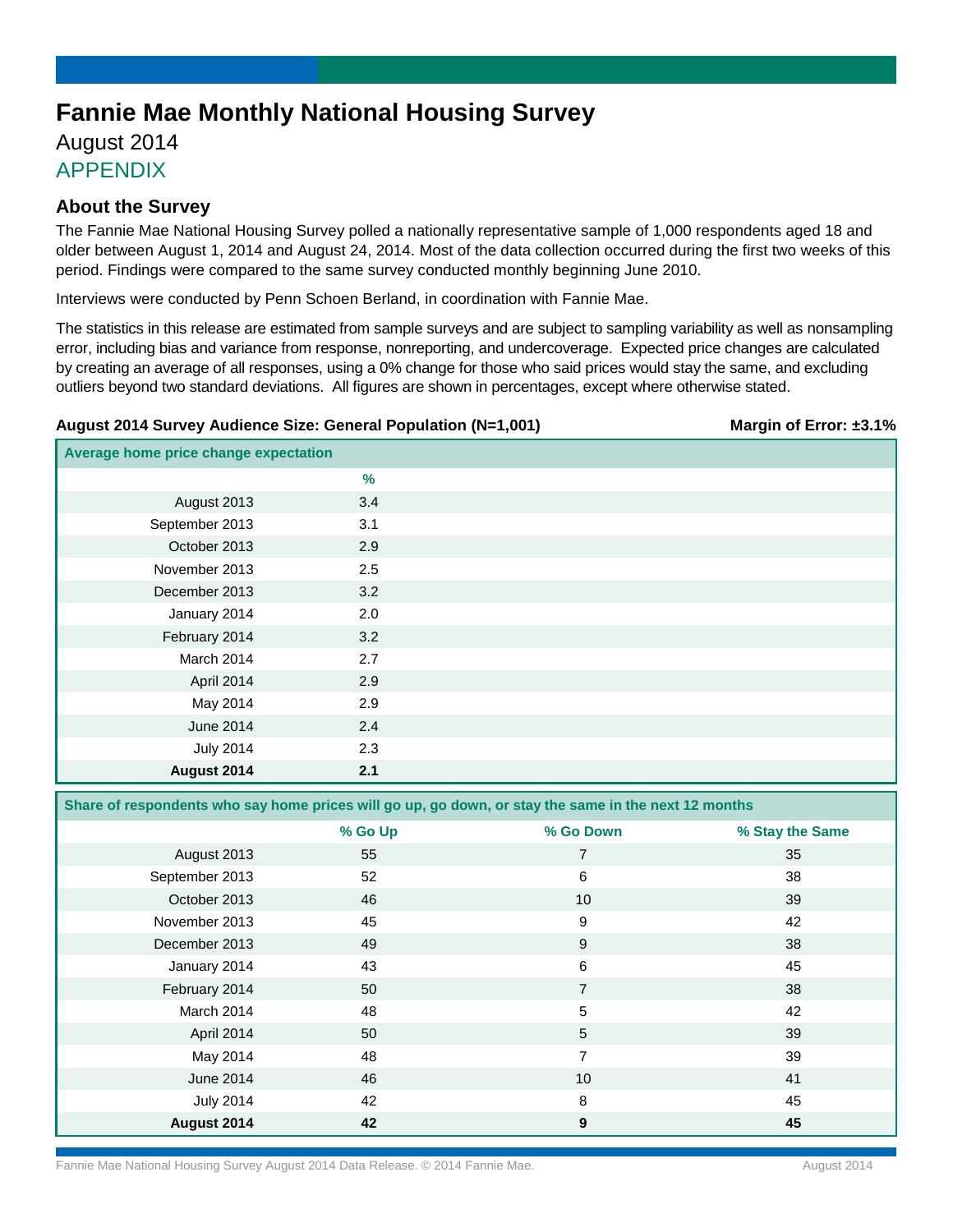# Fannie Mae Monthly National Housing Survey

August 2014

APPENDIX

## About the Survey

The Fannie Mae National Housing Survey polled a nationally representative sample of 1,000 respondents aged 18 and older between August 1, 2014 and August 24, 2014. Most of the data collection occurred during the first two weeks of this period. Findings were compared to the same survey conducted monthly beginning June 2010.

Interviews were conducted by Penn Schoen Berland, in coordination with Fannie Mae.

The statistics in this release are estimated from sample surveys and are subject to sampling variability as well as nonsampling error, including bias and variance from response, nonreporting, and undercoverage. Expected price changes are calculated by creating an average of all responses, using a 0% change for those who said prices would stay the same, and excluding outliers beyond two standard deviations. All figures are shown in percentages, except where otherwise stated.

**August 2014 Survey Audience Size: General Population (N=1,001)** **Margin of Error: ±3.1%**

**Average home price change expectation**

| | % |
|---|---|
| August 2013 | 3.4 |
| September 2013 | 3.1 |
| October 2013 | 2.9 |
| November 2013 | 2.5 |
| December 2013 | 3.2 |
| January 2014 | 2.0 |
| February 2014 | 3.2 |
| March 2014 | 2.7 |
| April 2014 | 2.9 |
| May 2014 | 2.9 |
| June 2014 | 2.4 |
| July 2014 | 2.3 |
| **August 2014** | **2.1** |

**Share of respondents who say home prices will go up, go down, or stay the same in the next 12 months**

| | % Go Up | % Go Down | % Stay the Same |
|---|---|---|---|
| August 2013 | 55 | 7 | 35 |
| September 2013 | 52 | 6 | 38 |
| October 2013 | 46 | 10 | 39 |
| November 2013 | 45 | 9 | 42 |
| December 2013 | 49 | 9 | 38 |
| January 2014 | 43 | 6 | 45 |
| February 2014 | 50 | 7 | 38 |
| March 2014 | 48 | 5 | 42 |
| April 2014 | 50 | 5 | 39 |
| May 2014 | 48 | 7 | 39 |
| June 2014 | 46 | 10 | 41 |
| July 2014 | 42 | 8 | 45 |
| **August 2014** | **42** | **9** | **45** |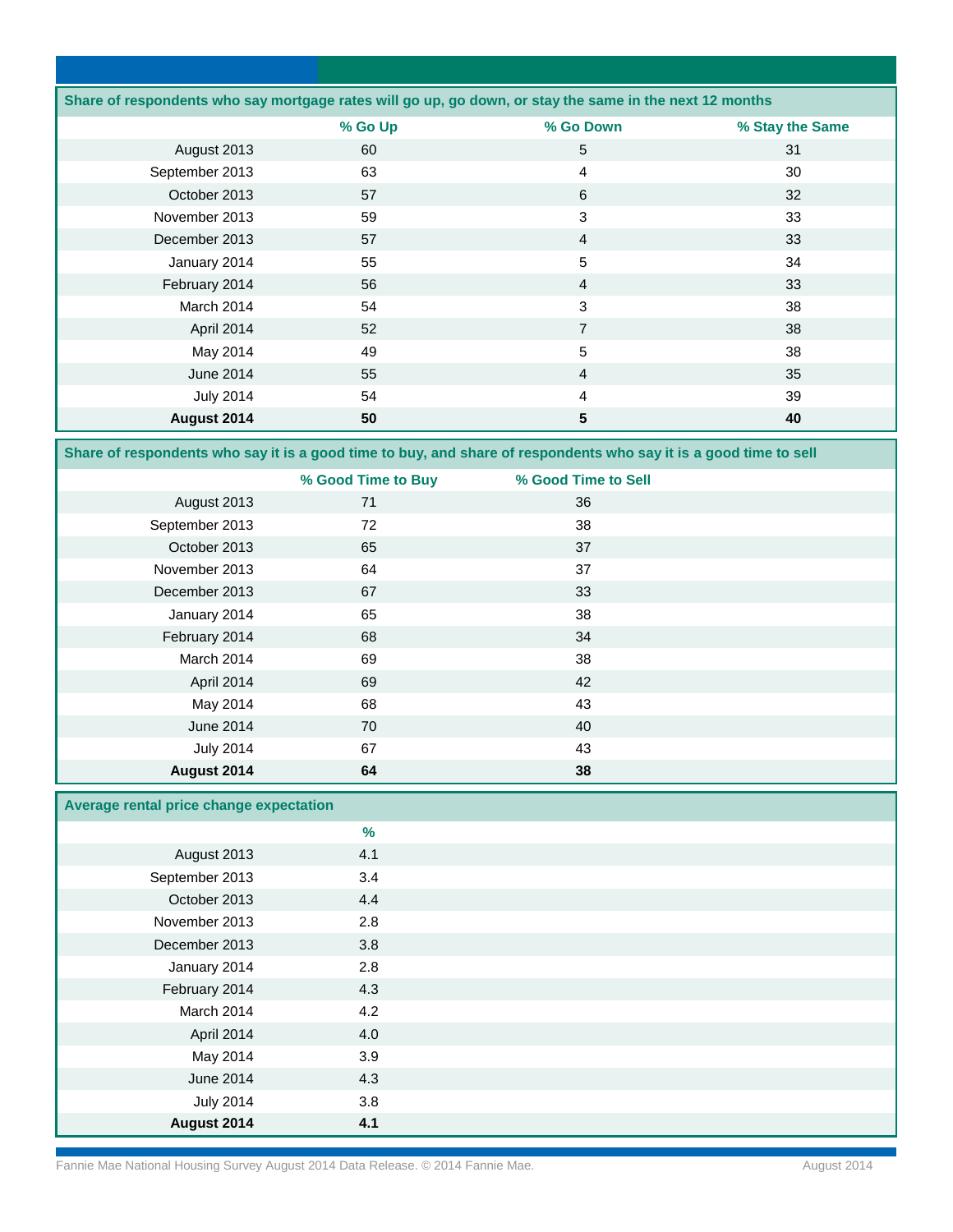**Share of respondents who say mortgage rates will go up, go down, or stay the same in the next 12 months**

| | % Go Up | % Go Down | % Stay the Same |
|---|---|---|---|
| August 2013 | 60 | 5 | 31 |
| September 2013 | 63 | 4 | 30 |
| October 2013 | 57 | 6 | 32 |
| November 2013 | 59 | 3 | 33 |
| December 2013 | 57 | 4 | 33 |
| January 2014 | 55 | 5 | 34 |
| February 2014 | 56 | 4 | 33 |
| March 2014 | 54 | 3 | 38 |
| April 2014 | 52 | 7 | 38 |
| May 2014 | 49 | 5 | 38 |
| June 2014 | 55 | 4 | 35 |
| July 2014 | 54 | 4 | 39 |
| **August 2014** | **50** | **5** | **40** |

**Share of respondents who say it is a good time to buy, and share of respondents who say it is a good time to sell**

| | % Good Time to Buy | % Good Time to Sell |
|---|---|---|
| August 2013 | 71 | 36 |
| September 2013 | 72 | 38 |
| October 2013 | 65 | 37 |
| November 2013 | 64 | 37 |
| December 2013 | 67 | 33 |
| January 2014 | 65 | 38 |
| February 2014 | 68 | 34 |
| March 2014 | 69 | 38 |
| April 2014 | 69 | 42 |
| May 2014 | 68 | 43 |
| June 2014 | 70 | 40 |
| July 2014 | 67 | 43 |
| **August 2014** | **64** | **38** |

**Average rental price change expectation**

| | % |
|---|---|
| August 2013 | 4.1 |
| September 2013 | 3.4 |
| October 2013 | 4.4 |
| November 2013 | 2.8 |
| December 2013 | 3.8 |
| January 2014 | 2.8 |
| February 2014 | 4.3 |
| March 2014 | 4.2 |
| April 2014 | 4.0 |
| May 2014 | 3.9 |
| June 2014 | 4.3 |
| July 2014 | 3.8 |
| **August 2014** | **4.1** |

Fannie Mae National Housing Survey August 2014 Data Release. © 2014 Fannie Mae.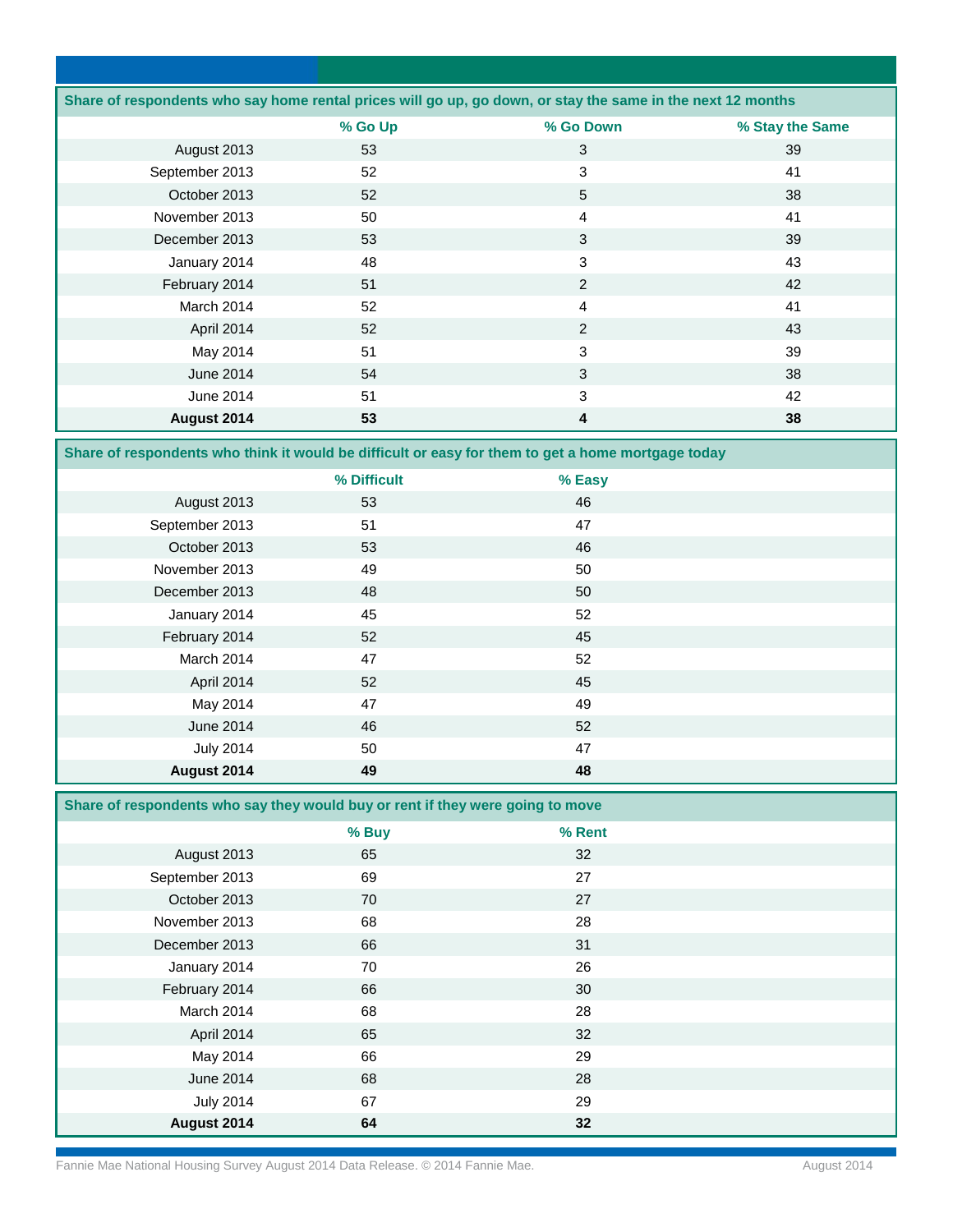| Share of respondents who say home rental prices will go up, go down, or stay the same in the next 12 months | | | |
|---|---|---|---|
| | % Go Up | % Go Down | % Stay the Same |
| August 2013 | 53 | 3 | 39 |
| September 2013 | 52 | 3 | 41 |
| October 2013 | 52 | 5 | 38 |
| November 2013 | 50 | 4 | 41 |
| December 2013 | 53 | 3 | 39 |
| January 2014 | 48 | 3 | 43 |
| February 2014 | 51 | 2 | 42 |
| March 2014 | 52 | 4 | 41 |
| April 2014 | 52 | 2 | 43 |
| May 2014 | 51 | 3 | 39 |
| June 2014 | 54 | 3 | 38 |
| June 2014 | 51 | 3 | 42 |
| **August 2014** | **53** | **4** | **38** |

| Share of respondents who think it would be difficult or easy for them to get a home mortgage today | | |
|---|---|---|
| | % Difficult | % Easy |
| August 2013 | 53 | 46 |
| September 2013 | 51 | 47 |
| October 2013 | 53 | 46 |
| November 2013 | 49 | 50 |
| December 2013 | 48 | 50 |
| January 2014 | 45 | 52 |
| February 2014 | 52 | 45 |
| March 2014 | 47 | 52 |
| April 2014 | 52 | 45 |
| May 2014 | 47 | 49 |
| June 2014 | 46 | 52 |
| July 2014 | 50 | 47 |
| **August 2014** | **49** | **48** |

| Share of respondents who say they would buy or rent if they were going to move | | |
|---|---|---|
| | % Buy | % Rent |
| August 2013 | 65 | 32 |
| September 2013 | 69 | 27 |
| October 2013 | 70 | 27 |
| November 2013 | 68 | 28 |
| December 2013 | 66 | 31 |
| January 2014 | 70 | 26 |
| February 2014 | 66 | 30 |
| March 2014 | 68 | 28 |
| April 2014 | 65 | 32 |
| May 2014 | 66 | 29 |
| June 2014 | 68 | 28 |
| July 2014 | 67 | 29 |
| **August 2014** | **64** | **32** |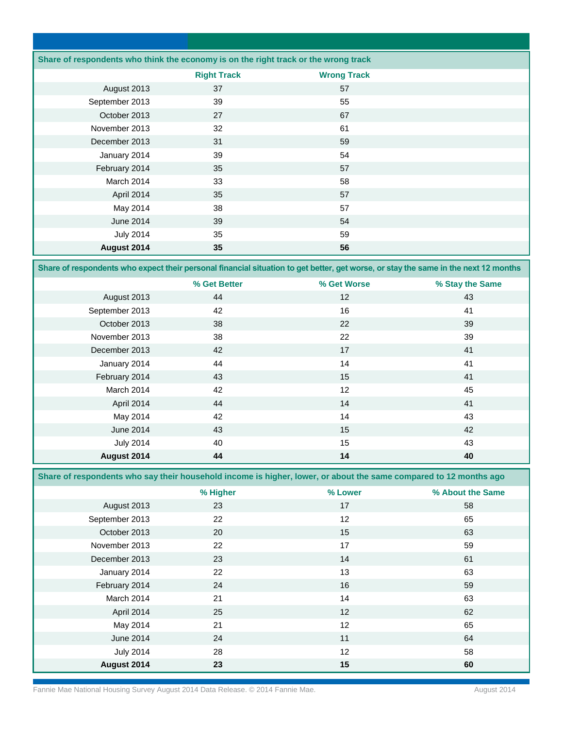| Share of respondents who think the economy is on the right track or the wrong track | | |
|---|---|---|
| | Right Track | Wrong Track |
| August 2013 | 37 | 57 |
| September 2013 | 39 | 55 |
| October 2013 | 27 | 67 |
| November 2013 | 32 | 61 |
| December 2013 | 31 | 59 |
| January 2014 | 39 | 54 |
| February 2014 | 35 | 57 |
| March 2014 | 33 | 58 |
| April 2014 | 35 | 57 |
| May 2014 | 38 | 57 |
| June 2014 | 39 | 54 |
| July 2014 | 35 | 59 |
| **August 2014** | **35** | **56** |

| Share of respondents who expect their personal financial situation to get better, get worse, or stay the same in the next 12 months | | | |
|---|---|---|---|
| | % Get Better | % Get Worse | % Stay the Same |
| August 2013 | 44 | 12 | 43 |
| September 2013 | 42 | 16 | 41 |
| October 2013 | 38 | 22 | 39 |
| November 2013 | 38 | 22 | 39 |
| December 2013 | 42 | 17 | 41 |
| January 2014 | 44 | 14 | 41 |
| February 2014 | 43 | 15 | 41 |
| March 2014 | 42 | 12 | 45 |
| April 2014 | 44 | 14 | 41 |
| May 2014 | 42 | 14 | 43 |
| June 2014 | 43 | 15 | 42 |
| July 2014 | 40 | 15 | 43 |
| **August 2014** | **44** | **14** | **40** |

| Share of respondents who say their household income is higher, lower, or about the same compared to 12 months ago | | | |
|---|---|---|---|
| | % Higher | % Lower | % About the Same |
| August 2013 | 23 | 17 | 58 |
| September 2013 | 22 | 12 | 65 |
| October 2013 | 20 | 15 | 63 |
| November 2013 | 22 | 17 | 59 |
| December 2013 | 23 | 14 | 61 |
| January 2014 | 22 | 13 | 63 |
| February 2014 | 24 | 16 | 59 |
| March 2014 | 21 | 14 | 63 |
| April 2014 | 25 | 12 | 62 |
| May 2014 | 21 | 12 | 65 |
| June 2014 | 24 | 11 | 64 |
| July 2014 | 28 | 12 | 58 |
| **August 2014** | **23** | **15** | **60** |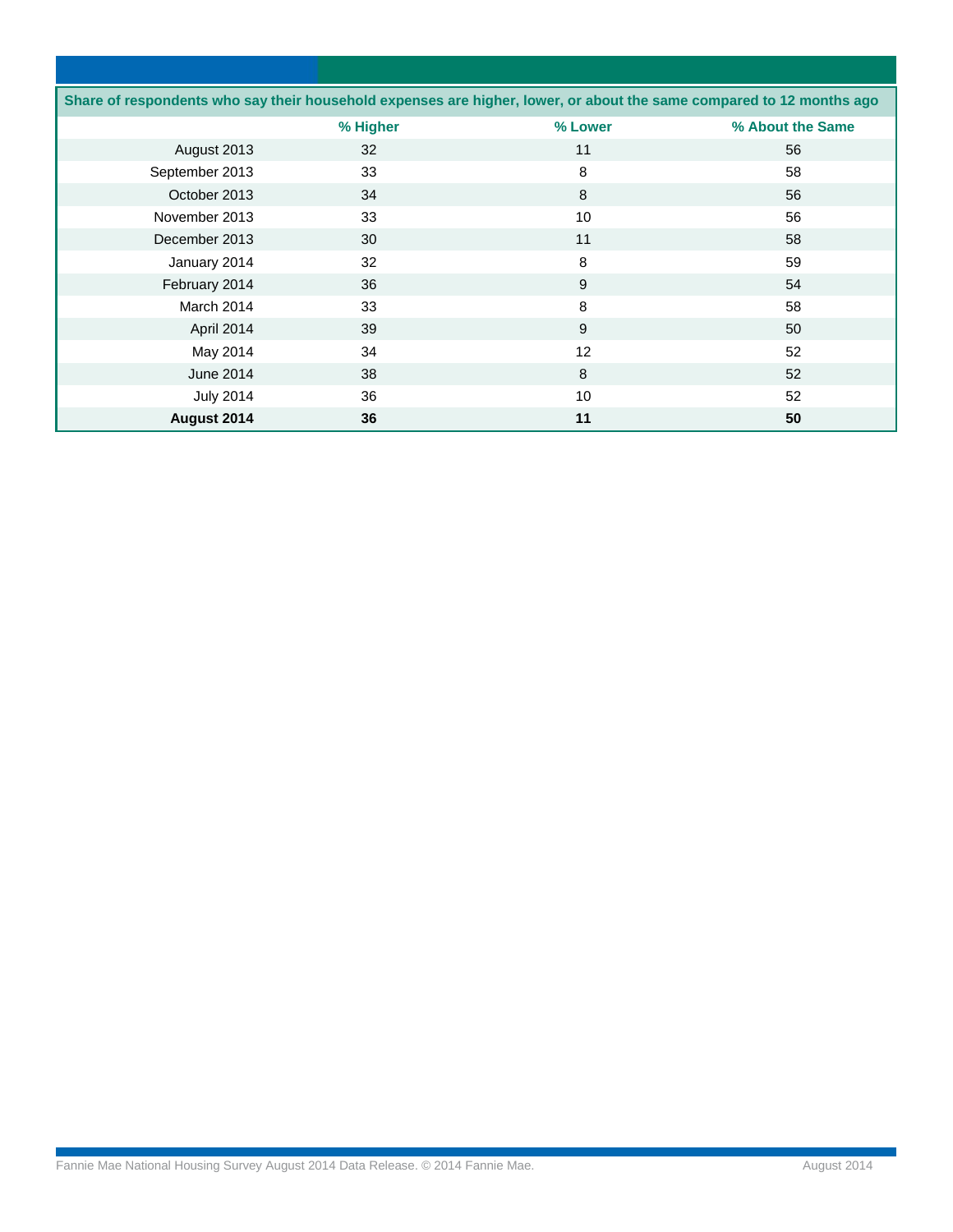**Share of respondents who say their household expenses are higher, lower, or about the same compared to 12 months ago**

| | % Higher | % Lower | % About the Same |
|---|---|---|---|
| August 2013 | 32 | 11 | 56 |
| September 2013 | 33 | 8 | 58 |
| October 2013 | 34 | 8 | 56 |
| November 2013 | 33 | 10 | 56 |
| December 2013 | 30 | 11 | 58 |
| January 2014 | 32 | 8 | 59 |
| February 2014 | 36 | 9 | 54 |
| March 2014 | 33 | 8 | 58 |
| April 2014 | 39 | 9 | 50 |
| May 2014 | 34 | 12 | 52 |
| June 2014 | 38 | 8 | 52 |
| July 2014 | 36 | 10 | 52 |
| **August 2014** | **36** | **11** | **50** |